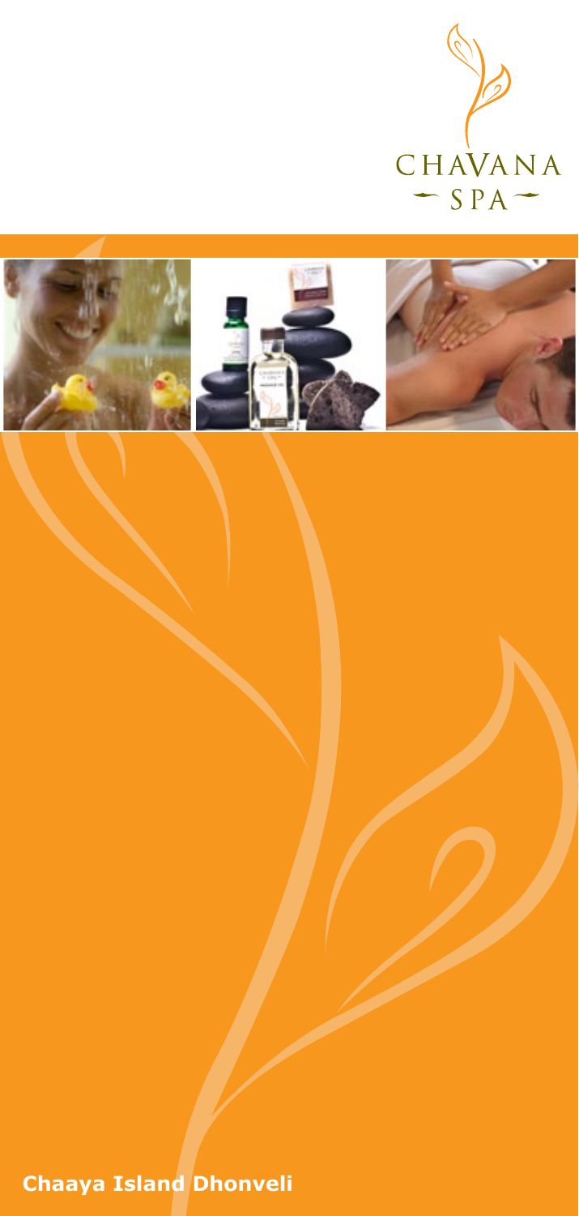CHAVANA
SPA

**Chaaya Island Dhonveli**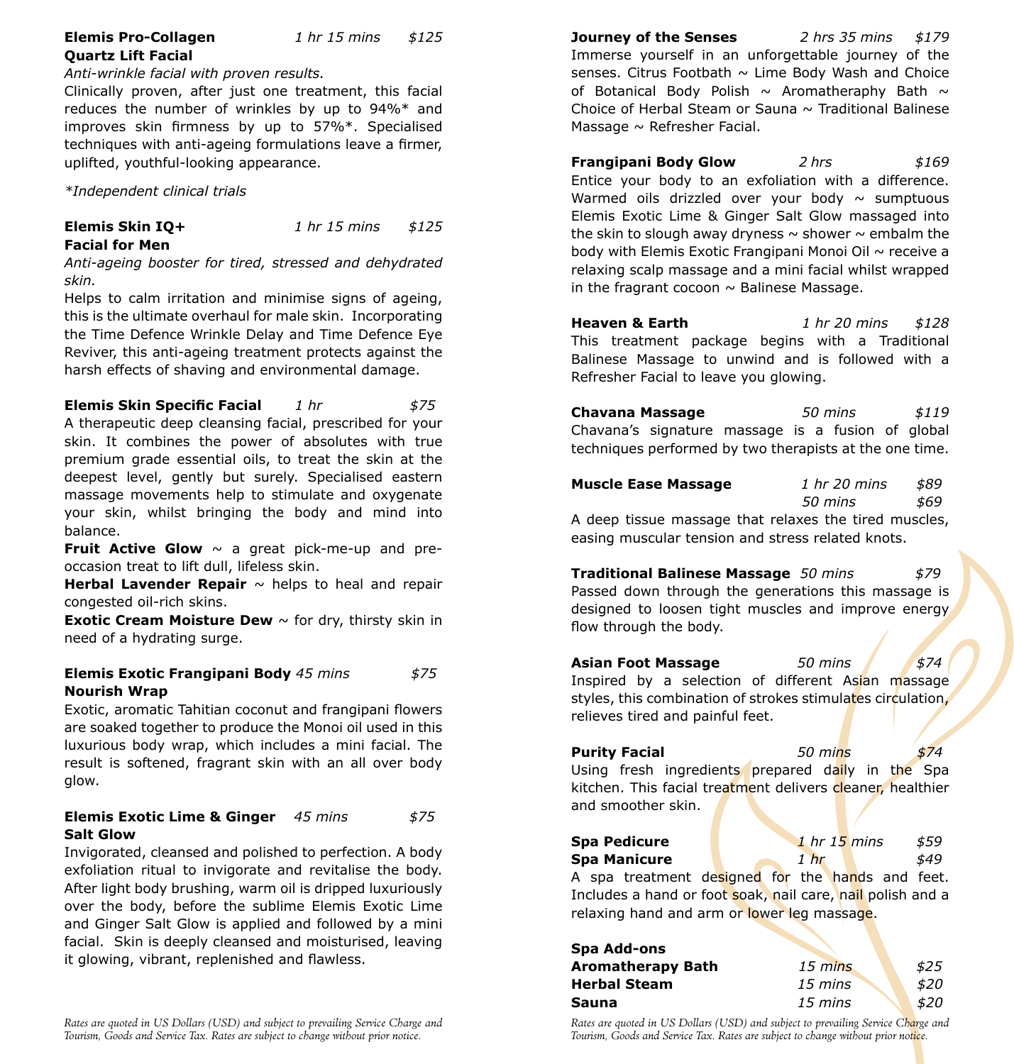**Elemis Pro-Collagen Quartz Lift Facial** *1 hr 15 mins* *$125*

*Anti-wrinkle facial with proven results.*

Clinically proven, after just one treatment, this facial reduces the number of wrinkles by up to 94%* and improves skin firmness by up to 57%*. Specialised techniques with anti-ageing formulations leave a firmer, uplifted, youthful-looking appearance.

*Independent clinical trials

**Elemis Skin IQ+ Facial for Men** *1 hr 15 mins* *$125*

*Anti-ageing booster for tired, stressed and dehydrated skin.*

Helps to calm irritation and minimise signs of ageing, this is the ultimate overhaul for male skin. Incorporating the Time Defence Wrinkle Delay and Time Defence Eye Reviver, this anti-ageing treatment protects against the harsh effects of shaving and environmental damage.

**Elemis Skin Specific Facial** *1 hr* *$75*

A therapeutic deep cleansing facial, prescribed for your skin. It combines the power of absolutes with true premium grade essential oils, to treat the skin at the deepest level, gently but surely. Specialised eastern massage movements help to stimulate and oxygenate your skin, whilst bringing the body and mind into balance.

**Fruit Active Glow** ~ a great pick-me-up and pre-occasion treat to lift dull, lifeless skin.

**Herbal Lavender Repair** ~ helps to heal and repair congested oil-rich skins.

**Exotic Cream Moisture Dew** ~ for dry, thirsty skin in need of a hydrating surge.

**Elemis Exotic Frangipani Body Nourish Wrap** *45 mins* *$75*

Exotic, aromatic Tahitian coconut and frangipani flowers are soaked together to produce the Monoi oil used in this luxurious body wrap, which includes a mini facial. The result is softened, fragrant skin with an all over body glow.

**Elemis Exotic Lime & Ginger Salt Glow** *45 mins* *$75*

Invigorated, cleansed and polished to perfection. A body exfoliation ritual to invigorate and revitalise the body. After light body brushing, warm oil is dripped luxuriously over the body, before the sublime Elemis Exotic Lime and Ginger Salt Glow is applied and followed by a mini facial. Skin is deeply cleansed and moisturised, leaving it glowing, vibrant, replenished and flawless.

*Rates are quoted in US Dollars (USD) and subject to prevailing Service Charge and Tourism, Goods and Service Tax. Rates are subject to change without prior notice.*

**Journey of the Senses** *2 hrs 35 mins* *$179*

Immerse yourself in an unforgettable journey of the senses. Citrus Footbath ~ Lime Body Wash and Choice of Botanical Body Polish ~ Aromatheraphy Bath ~ Choice of Herbal Steam or Sauna ~ Traditional Balinese Massage ~ Refresher Facial.

**Frangipani Body Glow** *2 hrs* *$169*

Entice your body to an exfoliation with a difference. Warmed oils drizzled over your body ~ sumptuous Elemis Exotic Lime & Ginger Salt Glow massaged into the skin to slough away dryness ~ shower ~ embalm the body with Elemis Exotic Frangipani Monoi Oil ~ receive a relaxing scalp massage and a mini facial whilst wrapped in the fragrant cocoon ~ Balinese Massage.

**Heaven & Earth** *1 hr 20 mins* *$128*

This treatment package begins with a Traditional Balinese Massage to unwind and is followed with a Refresher Facial to leave you glowing.

**Chavana Massage** *50 mins* *$119*

Chavana's signature massage is a fusion of global techniques performed by two therapists at the one time.

**Muscle Ease Massage** *1 hr 20 mins* *$89*
*50 mins* *$69*

A deep tissue massage that relaxes the tired muscles, easing muscular tension and stress related knots.

**Traditional Balinese Massage** *50 mins* *$79*

Passed down through the generations this massage is designed to loosen tight muscles and improve energy flow through the body.

**Asian Foot Massage** *50 mins* *$74*

Inspired by a selection of different Asian massage styles, this combination of strokes stimulates circulation, relieves tired and painful feet.

**Purity Facial** *50 mins* *$74*

Using fresh ingredients prepared daily in the Spa kitchen. This facial treatment delivers cleaner, healthier and smoother skin.

**Spa Pedicure** *1 hr 15 mins* *$59*
**Spa Manicure** *1 hr* *$49*

A spa treatment designed for the hands and feet. Includes a hand or foot soak, nail care, nail polish and a relaxing hand and arm or lower leg massage.

**Spa Add-ons**

| | | |
|---|---|---|
| **Aromatherapy Bath** | *15 mins* | *$25* |
| **Herbal Steam** | *15 mins* | *$20* |
| **Sauna** | *15 mins* | *$20* |

*Rates are quoted in US Dollars (USD) and subject to prevailing Service Charge and Tourism, Goods and Service Tax. Rates are subject to change without prior notice.*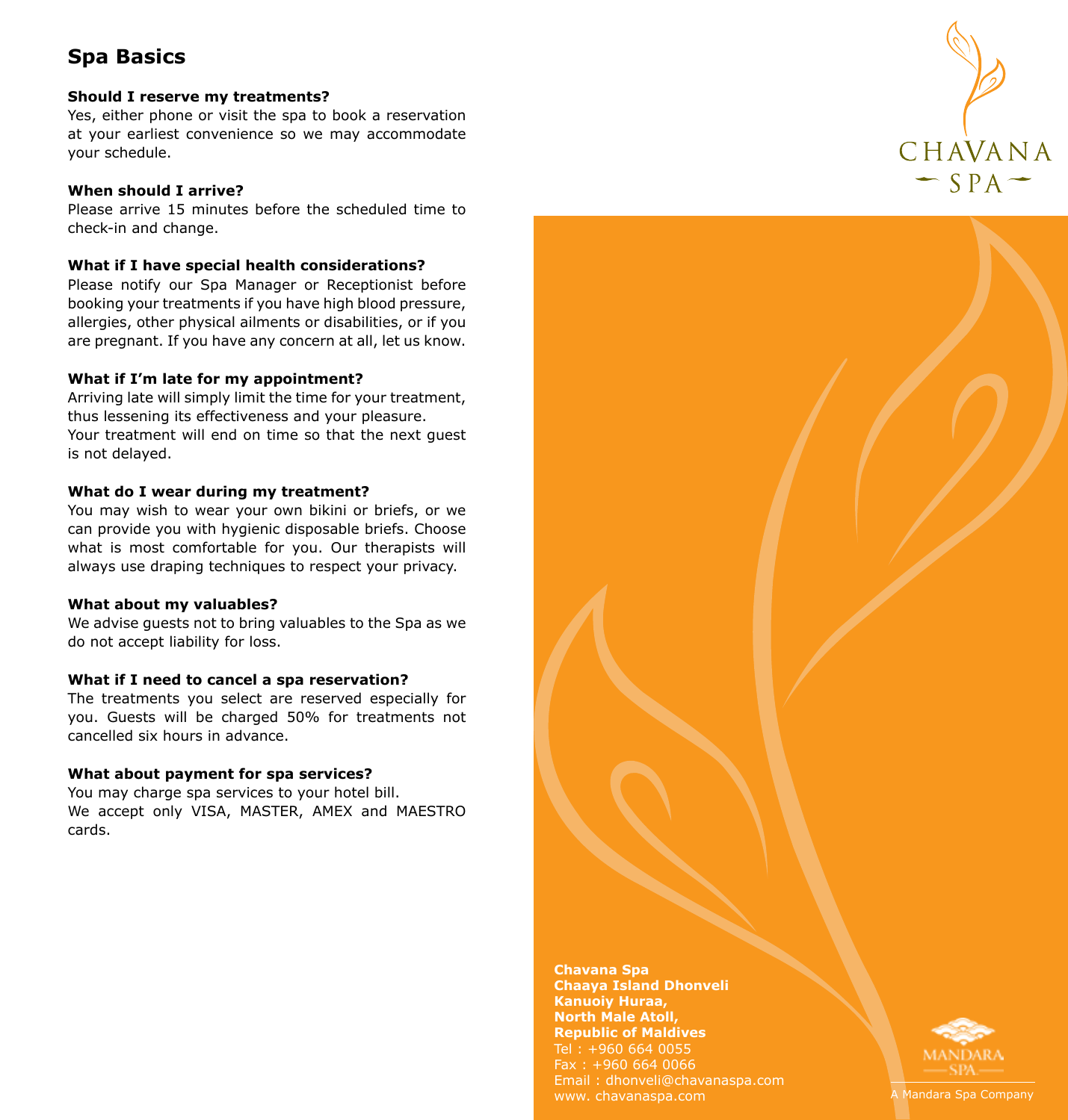## Spa Basics

**Should I reserve my treatments?**
Yes, either phone or visit the spa to book a reservation at your earliest convenience so we may accommodate your schedule.

**When should I arrive?**
Please arrive 15 minutes before the scheduled time to check-in and change.

**What if I have special health considerations?**
Please notify our Spa Manager or Receptionist before booking your treatments if you have high blood pressure, allergies, other physical ailments or disabilities, or if you are pregnant. If you have any concern at all, let us know.

**What if I'm late for my appointment?**
Arriving late will simply limit the time for your treatment, thus lessening its effectiveness and your pleasure.
Your treatment will end on time so that the next guest is not delayed.

**What do I wear during my treatment?**
You may wish to wear your own bikini or briefs, or we can provide you with hygienic disposable briefs. Choose what is most comfortable for you. Our therapists will always use draping techniques to respect your privacy.

**What about my valuables?**
We advise guests not to bring valuables to the Spa as we do not accept liability for loss.

**What if I need to cancel a spa reservation?**
The treatments you select are reserved especially for you. Guests will be charged 50% for treatments not cancelled six hours in advance.

**What about payment for spa services?**
You may charge spa services to your hotel bill.
We accept only VISA, MASTER, AMEX and MAESTRO cards.

CHAVANA SPA

**Chavana Spa**
**Chaaya Island Dhonveli**
**Kanuoiy Huraa,**
**North Male Atoll,**
**Republic of Maldives**
Tel : +960 664 0055
Fax : +960 664 0066
Email : dhonveli@chavanaspa.com
www. chavanaspa.com

MANDARA SPA
A Mandara Spa Company